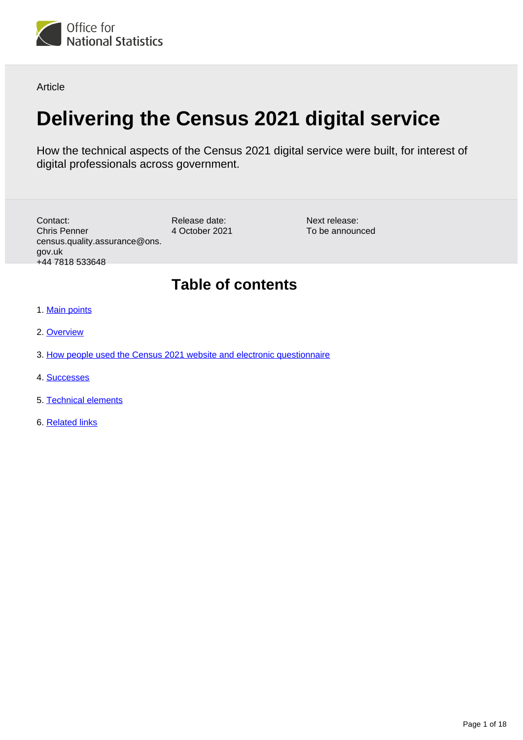Office for National Statistics

Article

# Delivering the Census 2021 digital service

How the technical aspects of the Census 2021 digital service were built, for interest of digital professionals across government.

Contact:
Chris Penner
census.quality.assurance@ons.gov.uk
+44 7818 533648

Release date:
4 October 2021

Next release:
To be announced

## Table of contents

1. Main points
2. Overview
3. How people used the Census 2021 website and electronic questionnaire
4. Successes
5. Technical elements
6. Related links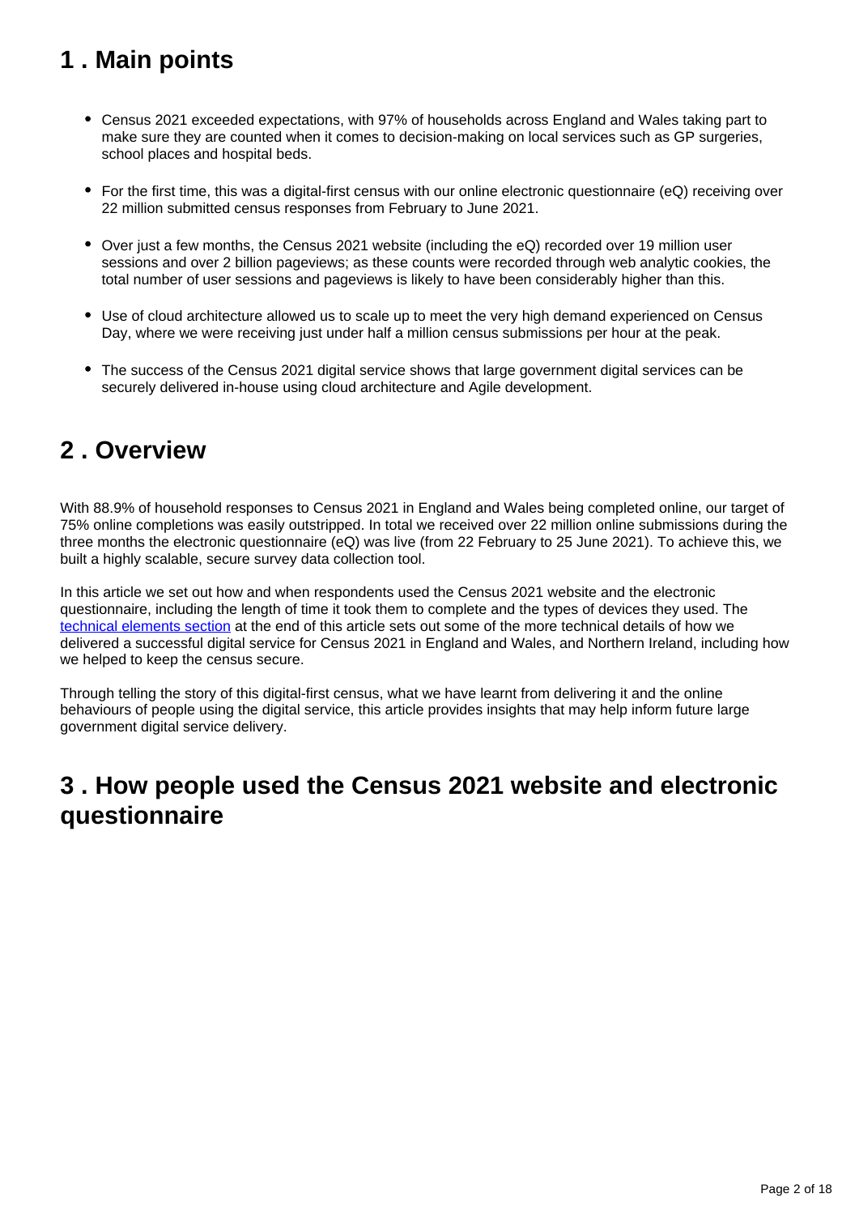## 1 . Main points

- Census 2021 exceeded expectations, with 97% of households across England and Wales taking part to make sure they are counted when it comes to decision-making on local services such as GP surgeries, school places and hospital beds.
- For the first time, this was a digital-first census with our online electronic questionnaire (eQ) receiving over 22 million submitted census responses from February to June 2021.
- Over just a few months, the Census 2021 website (including the eQ) recorded over 19 million user sessions and over 2 billion pageviews; as these counts were recorded through web analytic cookies, the total number of user sessions and pageviews is likely to have been considerably higher than this.
- Use of cloud architecture allowed us to scale up to meet the very high demand experienced on Census Day, where we were receiving just under half a million census submissions per hour at the peak.
- The success of the Census 2021 digital service shows that large government digital services can be securely delivered in-house using cloud architecture and Agile development.

## 2 . Overview

With 88.9% of household responses to Census 2021 in England and Wales being completed online, our target of 75% online completions was easily outstripped. In total we received over 22 million online submissions during the three months the electronic questionnaire (eQ) was live (from 22 February to 25 June 2021). To achieve this, we built a highly scalable, secure survey data collection tool.

In this article we set out how and when respondents used the Census 2021 website and the electronic questionnaire, including the length of time it took them to complete and the types of devices they used. The technical elements section at the end of this article sets out some of the more technical details of how we delivered a successful digital service for Census 2021 in England and Wales, and Northern Ireland, including how we helped to keep the census secure.

Through telling the story of this digital-first census, what we have learnt from delivering it and the online behaviours of people using the digital service, this article provides insights that may help inform future large government digital service delivery.

## 3 . How people used the Census 2021 website and electronic questionnaire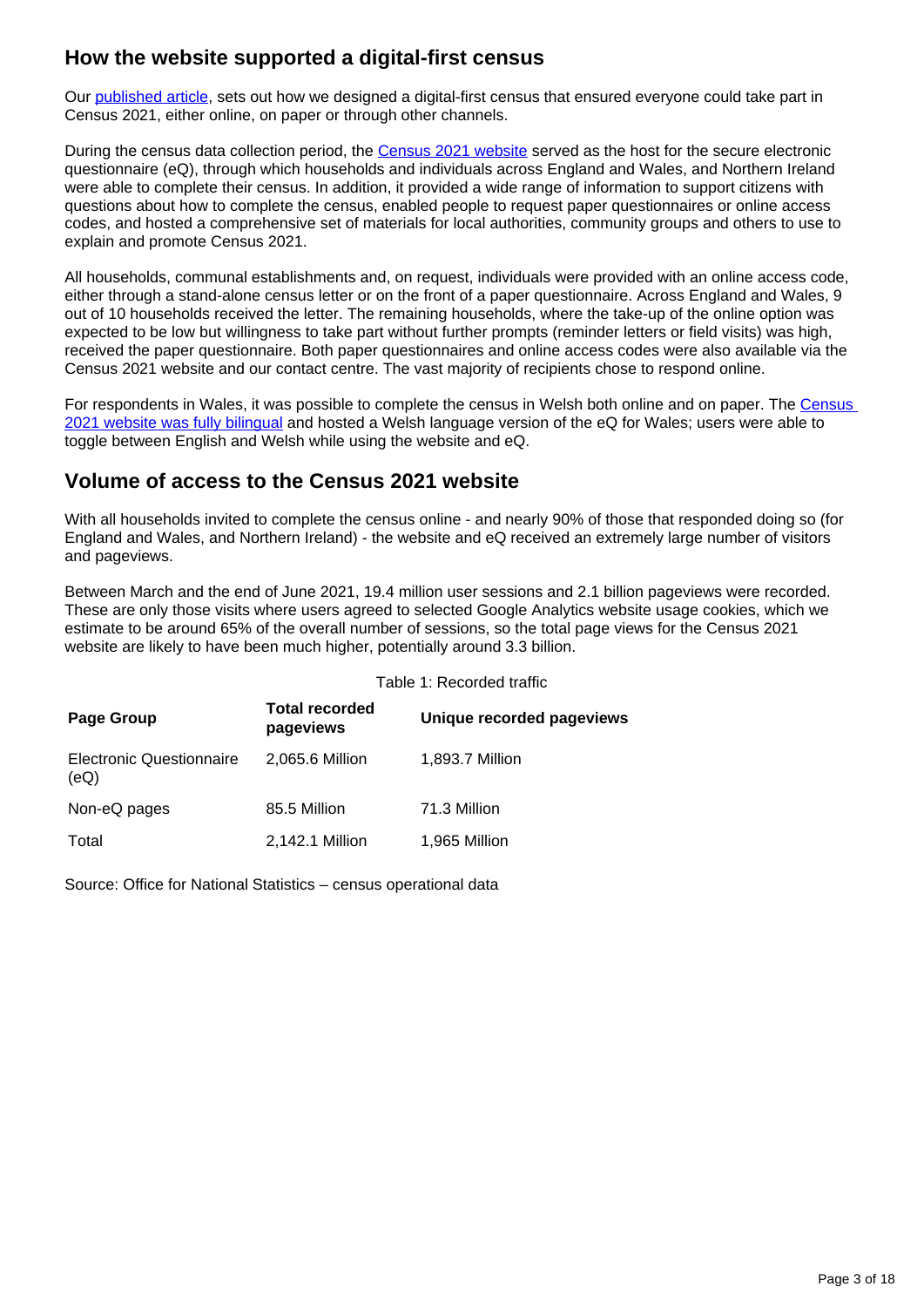## How the website supported a digital-first census

Our published article, sets out how we designed a digital-first census that ensured everyone could take part in Census 2021, either online, on paper or through other channels.

During the census data collection period, the Census 2021 website served as the host for the secure electronic questionnaire (eQ), through which households and individuals across England and Wales, and Northern Ireland were able to complete their census. In addition, it provided a wide range of information to support citizens with questions about how to complete the census, enabled people to request paper questionnaires or online access codes, and hosted a comprehensive set of materials for local authorities, community groups and others to use to explain and promote Census 2021.

All households, communal establishments and, on request, individuals were provided with an online access code, either through a stand-alone census letter or on the front of a paper questionnaire. Across England and Wales, 9 out of 10 households received the letter. The remaining households, where the take-up of the online option was expected to be low but willingness to take part without further prompts (reminder letters or field visits) was high, received the paper questionnaire. Both paper questionnaires and online access codes were also available via the Census 2021 website and our contact centre. The vast majority of recipients chose to respond online.

For respondents in Wales, it was possible to complete the census in Welsh both online and on paper. The Census 2021 website was fully bilingual and hosted a Welsh language version of the eQ for Wales; users were able to toggle between English and Welsh while using the website and eQ.

## Volume of access to the Census 2021 website

With all households invited to complete the census online - and nearly 90% of those that responded doing so (for England and Wales, and Northern Ireland) - the website and eQ received an extremely large number of visitors and pageviews.

Between March and the end of June 2021, 19.4 million user sessions and 2.1 billion pageviews were recorded. These are only those visits where users agreed to selected Google Analytics website usage cookies, which we estimate to be around 65% of the overall number of sessions, so the total page views for the Census 2021 website are likely to have been much higher, potentially around 3.3 billion.

Table 1: Recorded traffic

| Page Group | Total recorded pageviews | Unique recorded pageviews |
|---|---|---|
| Electronic Questionnaire (eQ) | 2,065.6 Million | 1,893.7 Million |
| Non-eQ pages | 85.5 Million | 71.3 Million |
| Total | 2,142.1 Million | 1,965 Million |

Source: Office for National Statistics – census operational data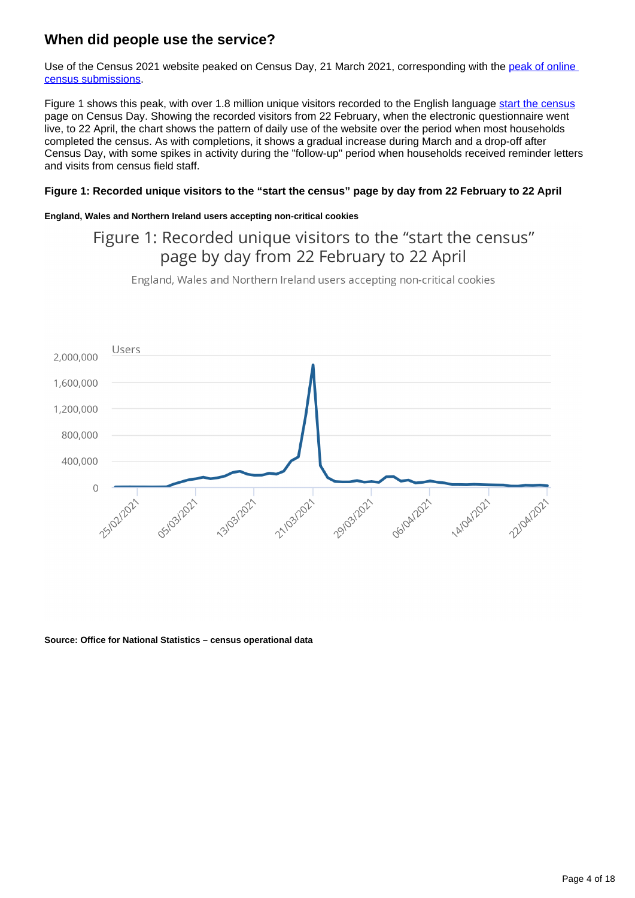## When did people use the service?

Use of the Census 2021 website peaked on Census Day, 21 March 2021, corresponding with the [peak of online census submissions](#).

Figure 1 shows this peak, with over 1.8 million unique visitors recorded to the English language [start the census](#) page on Census Day. Showing the recorded visitors from 22 February, when the electronic questionnaire went live, to 22 April, the chart shows the pattern of daily use of the website over the period when most households completed the census. As with completions, it shows a gradual increase during March and a drop-off after Census Day, with some spikes in activity during the "follow-up" period when households received reminder letters and visits from census field staff.

### Figure 1: Recorded unique visitors to the "start the census" page by day from 22 February to 22 April

**England, Wales and Northern Ireland users accepting non-critical cookies**

Figure 1: Recorded unique visitors to the "start the census" page by day from 22 February to 22 April

England, Wales and Northern Ireland users accepting non-critical cookies

Users

2,000,000
1,600,000
1,200,000
800,000
400,000
0

25/02/2021 05/03/2021 13/03/2021 21/03/2021 29/03/2021 06/04/2021 14/04/2021 22/04/2021

**Source: Office for National Statistics – census operational data**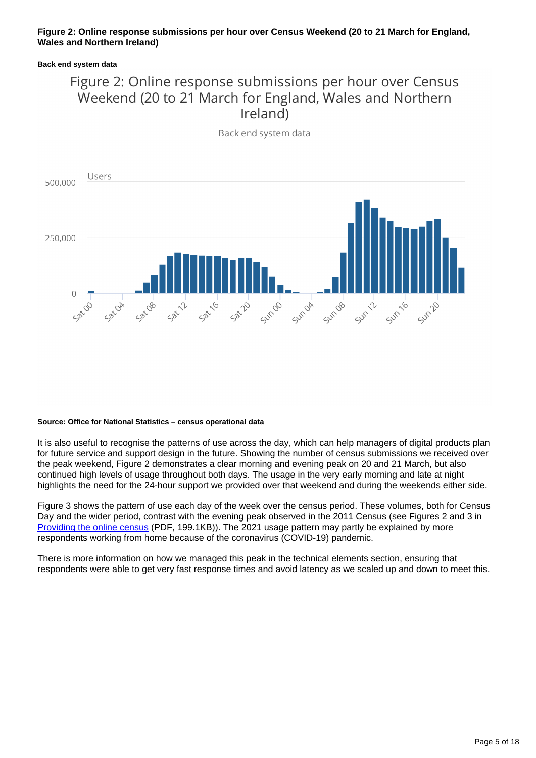**Figure 2: Online response submissions per hour over Census Weekend (20 to 21 March for England, Wales and Northern Ireland)**

**Back end system data**

**Source: Office for National Statistics – census operational data**

It is also useful to recognise the patterns of use across the day, which can help managers of digital products plan for future service and support design in the future. Showing the number of census submissions we received over the peak weekend, Figure 2 demonstrates a clear morning and evening peak on 20 and 21 March, but also continued high levels of usage throughout both days. The usage in the very early morning and late at night highlights the need for the 24-hour support we provided over that weekend and during the weekends either side.

Figure 3 shows the pattern of use each day of the week over the census period. These volumes, both for Census Day and the wider period, contrast with the evening peak observed in the 2011 Census (see Figures 2 and 3 in Providing the online census (PDF, 199.1KB)). The 2021 usage pattern may partly be explained by more respondents working from home because of the coronavirus (COVID-19) pandemic.

There is more information on how we managed this peak in the technical elements section, ensuring that respondents were able to get very fast response times and avoid latency as we scaled up and down to meet this.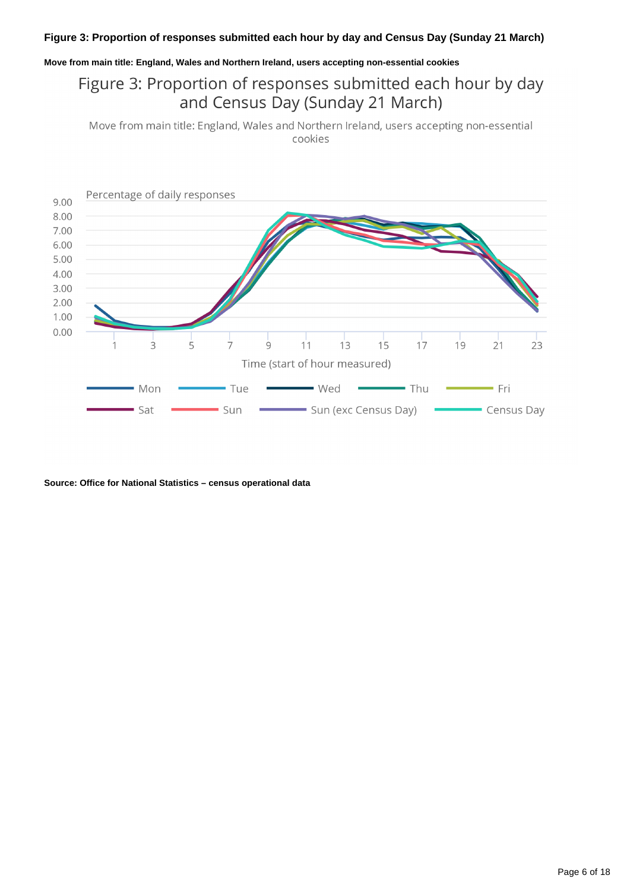**Figure 3: Proportion of responses submitted each hour by day and Census Day (Sunday 21 March)**

**Move from main title: England, Wales and Northern Ireland, users accepting non-essential cookies**

Figure 3: Proportion of responses submitted each hour by day and Census Day (Sunday 21 March)

Move from main title: England, Wales and Northern Ireland, users accepting non-essential cookies

Percentage of daily responses

Time (start of hour measured)

Mon, Tue, Wed, Thu, Fri, Sat, Sun, Sun (exc Census Day), Census Day

**Source: Office for National Statistics – census operational data**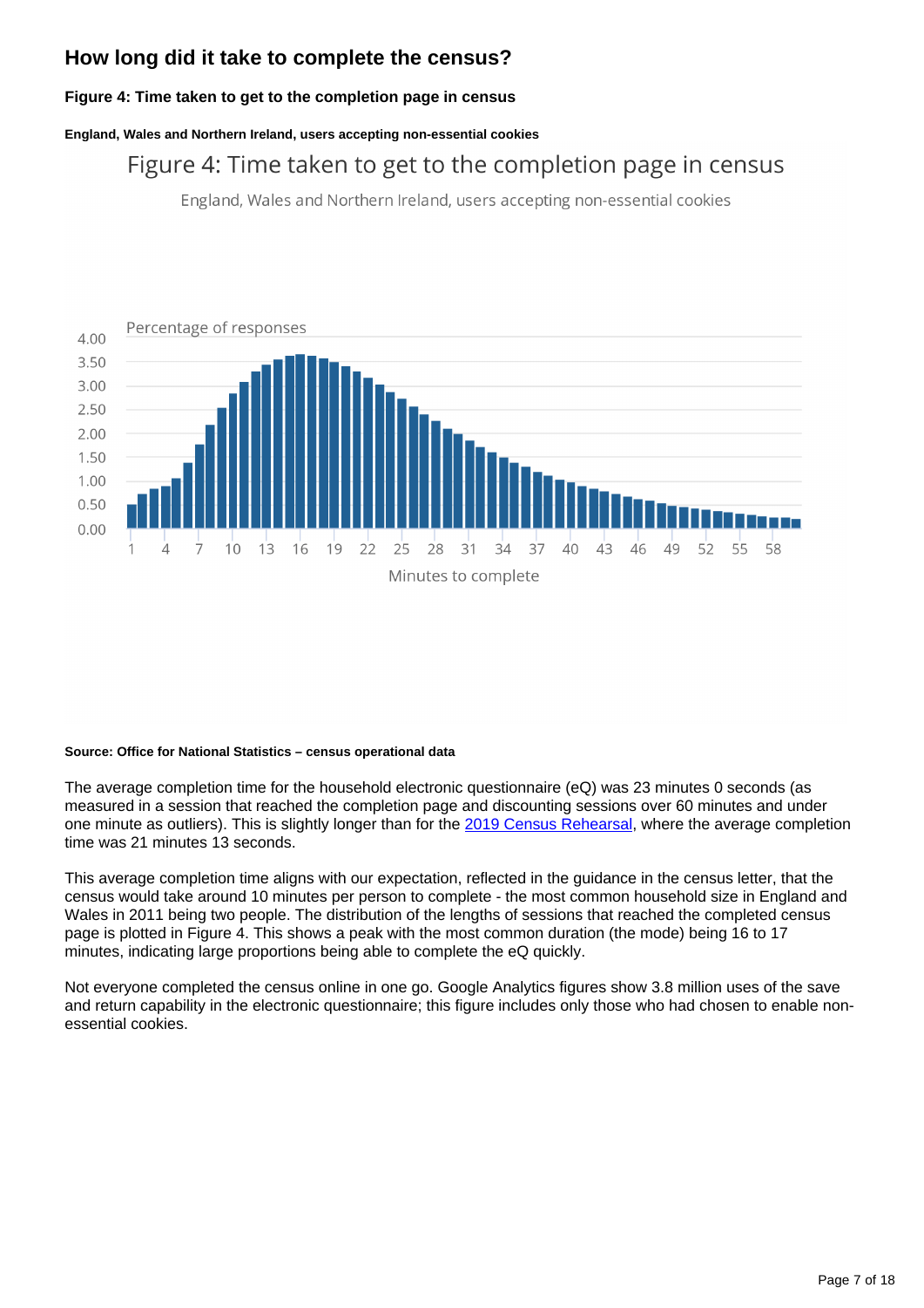## How long did it take to complete the census?

**Figure 4: Time taken to get to the completion page in census**

**England, Wales and Northern Ireland, users accepting non-essential cookies**

**Source: Office for National Statistics – census operational data**

The average completion time for the household electronic questionnaire (eQ) was 23 minutes 0 seconds (as measured in a session that reached the completion page and discounting sessions over 60 minutes and under one minute as outliers). This is slightly longer than for the [2019 Census Rehearsal](), where the average completion time was 21 minutes 13 seconds.

This average completion time aligns with our expectation, reflected in the guidance in the census letter, that the census would take around 10 minutes per person to complete - the most common household size in England and Wales in 2011 being two people. The distribution of the lengths of sessions that reached the completed census page is plotted in Figure 4. This shows a peak with the most common duration (the mode) being 16 to 17 minutes, indicating large proportions being able to complete the eQ quickly.

Not everyone completed the census online in one go. Google Analytics figures show 3.8 million uses of the save and return capability in the electronic questionnaire; this figure includes only those who had chosen to enable non-essential cookies.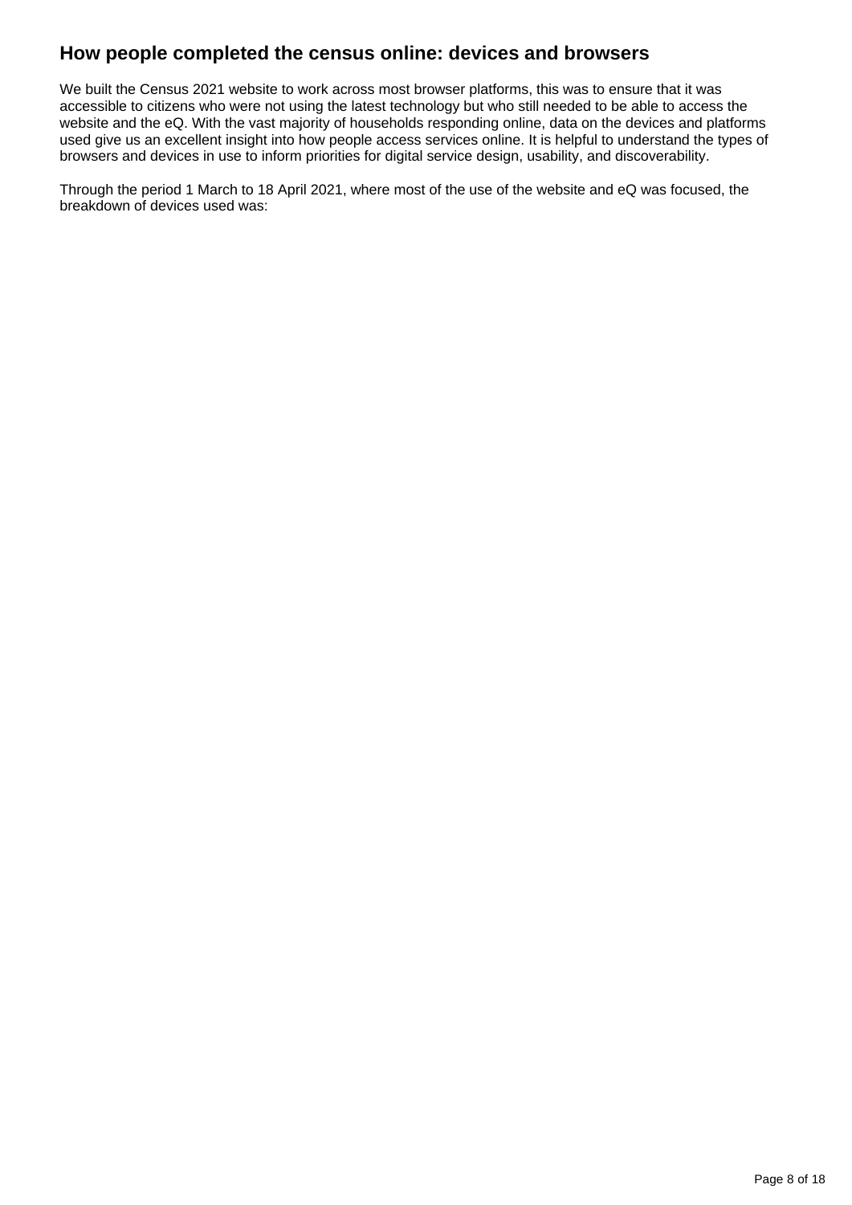## How people completed the census online: devices and browsers

We built the Census 2021 website to work across most browser platforms, this was to ensure that it was accessible to citizens who were not using the latest technology but who still needed to be able to access the website and the eQ. With the vast majority of households responding online, data on the devices and platforms used give us an excellent insight into how people access services online. It is helpful to understand the types of browsers and devices in use to inform priorities for digital service design, usability, and discoverability.

Through the period 1 March to 18 April 2021, where most of the use of the website and eQ was focused, the breakdown of devices used was: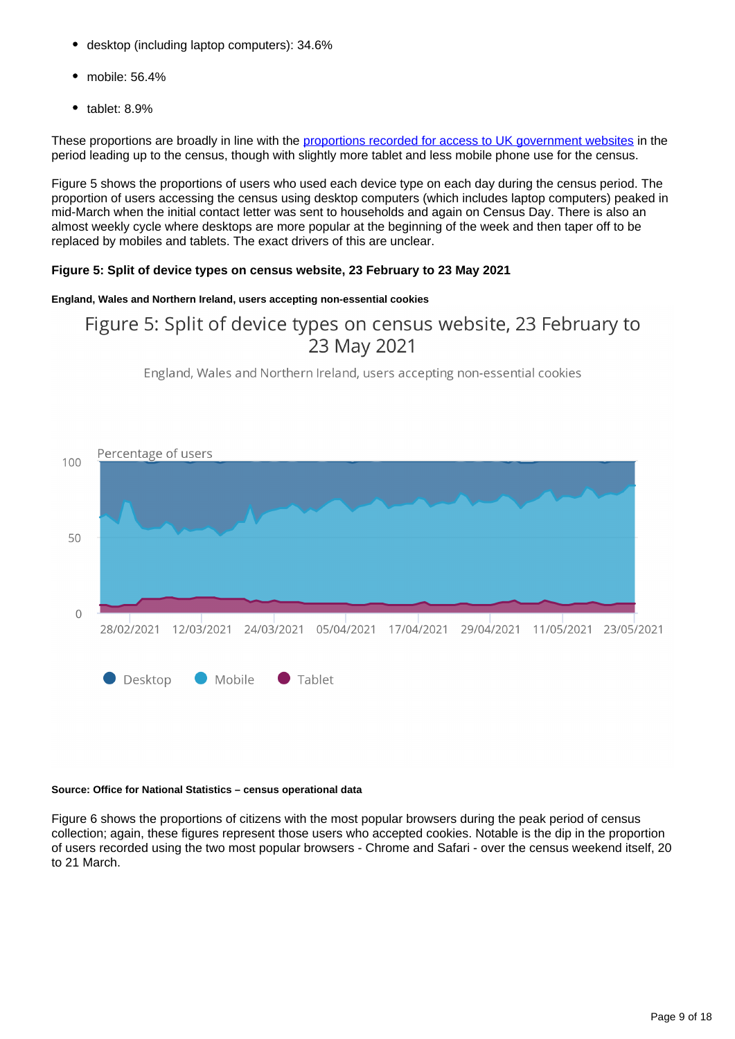- desktop (including laptop computers): 34.6%
- mobile: 56.4%
- tablet: 8.9%

These proportions are broadly in line with the [proportions recorded for access to UK government websites] in the period leading up to the census, though with slightly more tablet and less mobile phone use for the census.

Figure 5 shows the proportions of users who used each device type on each day during the census period. The proportion of users accessing the census using desktop computers (which includes laptop computers) peaked in mid-March when the initial contact letter was sent to households and again on Census Day. There is also an almost weekly cycle where desktops are more popular at the beginning of the week and then taper off to be replaced by mobiles and tablets. The exact drivers of this are unclear.

**Figure 5: Split of device types on census website, 23 February to 23 May 2021**

**England, Wales and Northern Ireland, users accepting non-essential cookies**

Figure 5: Split of device types on census website, 23 February to 23 May 2021

England, Wales and Northern Ireland, users accepting non-essential cookies

Percentage of users

100

50

0

28/02/2021 12/03/2021 24/03/2021 05/04/2021 17/04/2021 29/04/2021 11/05/2021 23/05/2021

Desktop Mobile Tablet

**Source: Office for National Statistics – census operational data**

Figure 6 shows the proportions of citizens with the most popular browsers during the peak period of census collection; again, these figures represent those users who accepted cookies. Notable is the dip in the proportion of users recorded using the two most popular browsers - Chrome and Safari - over the census weekend itself, 20 to 21 March.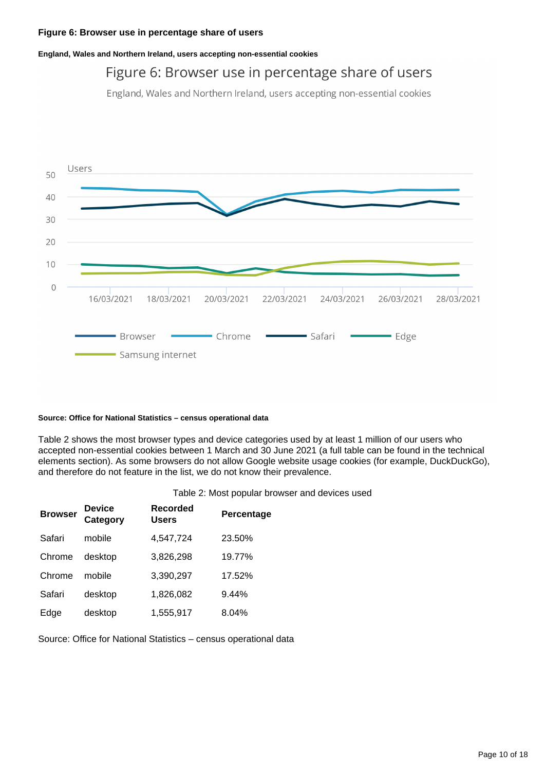**Figure 6: Browser use in percentage share of users**

**England, Wales and Northern Ireland, users accepting non-essential cookies**

Figure 6: Browser use in percentage share of users

England, Wales and Northern Ireland, users accepting non-essential cookies

**Source: Office for National Statistics – census operational data**

Table 2 shows the most browser types and device categories used by at least 1 million of our users who accepted non-essential cookies between 1 March and 30 June 2021 (a full table can be found in the technical elements section). As some browsers do not allow Google website usage cookies (for example, DuckDuckGo), and therefore do not feature in the list, we do not know their prevalence.

Table 2: Most popular browser and devices used

| Browser | Device Category | Recorded Users | Percentage |
|---|---|---|---|
| Safari | mobile | 4,547,724 | 23.50% |
| Chrome | desktop | 3,826,298 | 19.77% |
| Chrome | mobile | 3,390,297 | 17.52% |
| Safari | desktop | 1,826,082 | 9.44% |
| Edge | desktop | 1,555,917 | 8.04% |

Source: Office for National Statistics – census operational data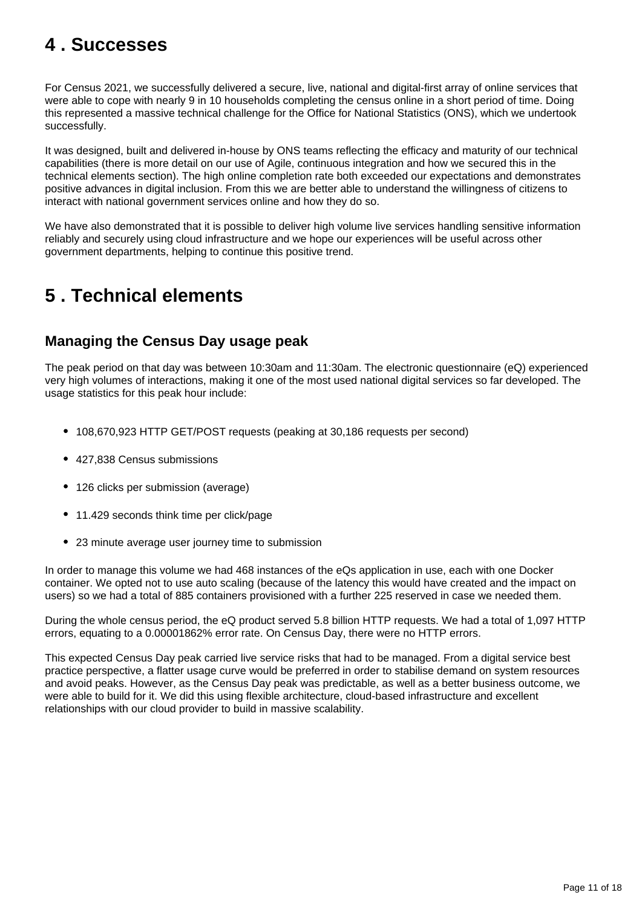## 4 . Successes

For Census 2021, we successfully delivered a secure, live, national and digital-first array of online services that were able to cope with nearly 9 in 10 households completing the census online in a short period of time. Doing this represented a massive technical challenge for the Office for National Statistics (ONS), which we undertook successfully.

It was designed, built and delivered in-house by ONS teams reflecting the efficacy and maturity of our technical capabilities (there is more detail on our use of Agile, continuous integration and how we secured this in the technical elements section). The high online completion rate both exceeded our expectations and demonstrates positive advances in digital inclusion. From this we are better able to understand the willingness of citizens to interact with national government services online and how they do so.

We have also demonstrated that it is possible to deliver high volume live services handling sensitive information reliably and securely using cloud infrastructure and we hope our experiences will be useful across other government departments, helping to continue this positive trend.

## 5 . Technical elements

### Managing the Census Day usage peak

The peak period on that day was between 10:30am and 11:30am. The electronic questionnaire (eQ) experienced very high volumes of interactions, making it one of the most used national digital services so far developed. The usage statistics for this peak hour include:

- 108,670,923 HTTP GET/POST requests (peaking at 30,186 requests per second)
- 427,838 Census submissions
- 126 clicks per submission (average)
- 11.429 seconds think time per click/page
- 23 minute average user journey time to submission

In order to manage this volume we had 468 instances of the eQs application in use, each with one Docker container. We opted not to use auto scaling (because of the latency this would have created and the impact on users) so we had a total of 885 containers provisioned with a further 225 reserved in case we needed them.

During the whole census period, the eQ product served 5.8 billion HTTP requests. We had a total of 1,097 HTTP errors, equating to a 0.00001862% error rate. On Census Day, there were no HTTP errors.

This expected Census Day peak carried live service risks that had to be managed. From a digital service best practice perspective, a flatter usage curve would be preferred in order to stabilise demand on system resources and avoid peaks. However, as the Census Day peak was predictable, as well as a better business outcome, we were able to build for it. We did this using flexible architecture, cloud-based infrastructure and excellent relationships with our cloud provider to build in massive scalability.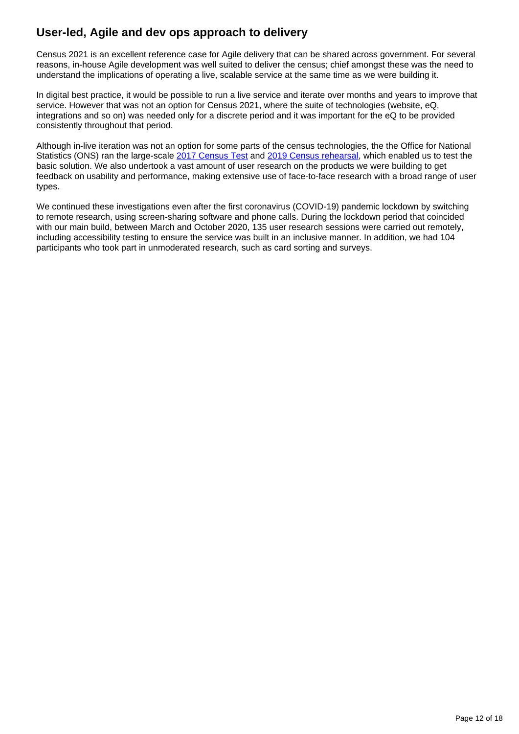## User-led, Agile and dev ops approach to delivery

Census 2021 is an excellent reference case for Agile delivery that can be shared across government. For several reasons, in-house Agile development was well suited to deliver the census; chief amongst these was the need to understand the implications of operating a live, scalable service at the same time as we were building it.

In digital best practice, it would be possible to run a live service and iterate over months and years to improve that service. However that was not an option for Census 2021, where the suite of technologies (website, eQ, integrations and so on) was needed only for a discrete period and it was important for the eQ to be provided consistently throughout that period.

Although in-live iteration was not an option for some parts of the census technologies, the the Office for National Statistics (ONS) ran the large-scale 2017 Census Test and 2019 Census rehearsal, which enabled us to test the basic solution. We also undertook a vast amount of user research on the products we were building to get feedback on usability and performance, making extensive use of face-to-face research with a broad range of user types.

We continued these investigations even after the first coronavirus (COVID-19) pandemic lockdown by switching to remote research, using screen-sharing software and phone calls. During the lockdown period that coincided with our main build, between March and October 2020, 135 user research sessions were carried out remotely, including accessibility testing to ensure the service was built in an inclusive manner. In addition, we had 104 participants who took part in unmoderated research, such as card sorting and surveys.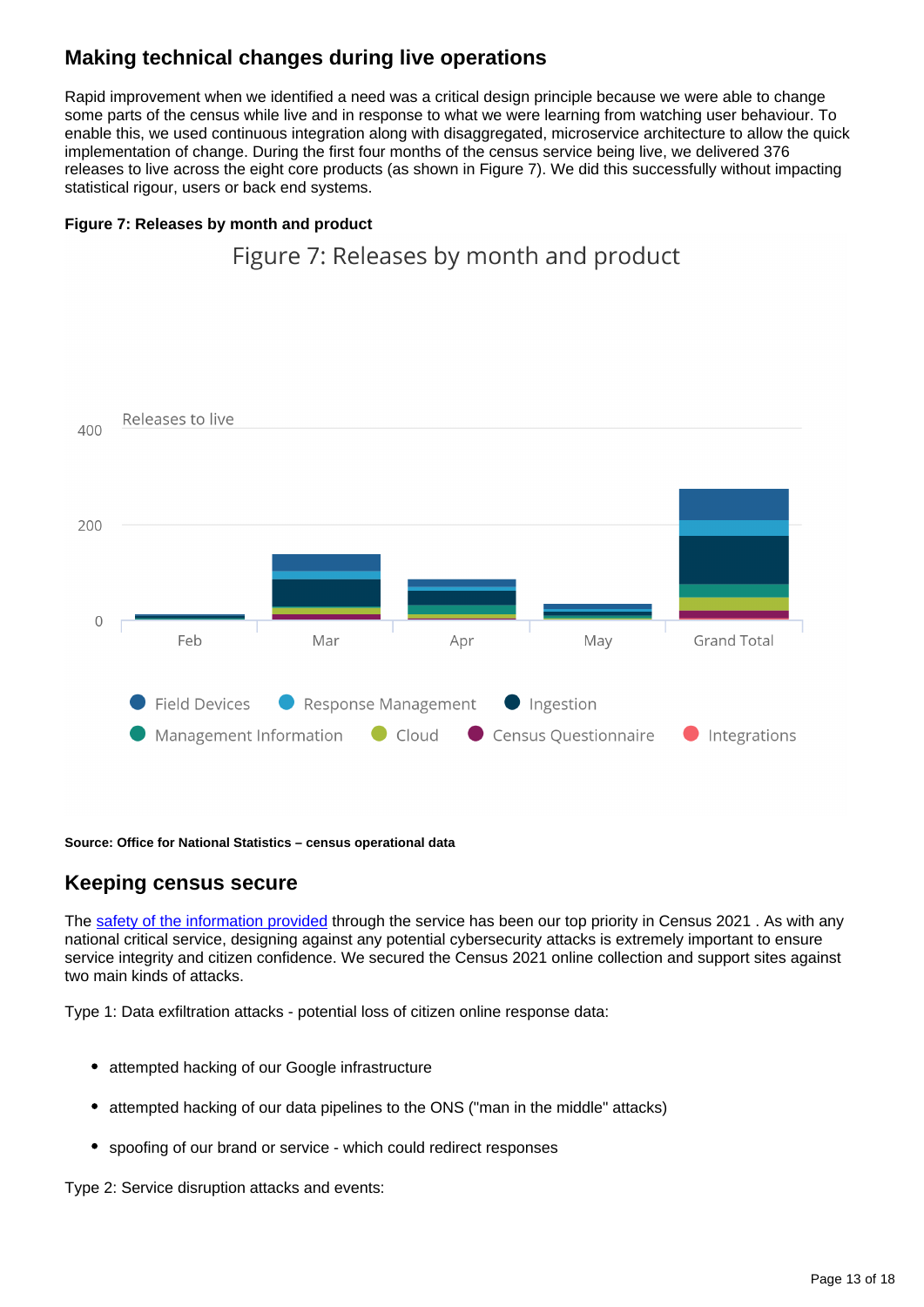## Making technical changes during live operations

Rapid improvement when we identified a need was a critical design principle because we were able to change some parts of the census while live and in response to what we were learning from watching user behaviour. To enable this, we used continuous integration along with disaggregated, microservice architecture to allow the quick implementation of change. During the first four months of the census service being live, we delivered 376 releases to live across the eight core products (as shown in Figure 7). We did this successfully without impacting statistical rigour, users or back end systems.

**Figure 7: Releases by month and product**

**Source: Office for National Statistics – census operational data**

## Keeping census secure

The safety of the information provided through the service has been our top priority in Census 2021 . As with any national critical service, designing against any potential cybersecurity attacks is extremely important to ensure service integrity and citizen confidence. We secured the Census 2021 online collection and support sites against two main kinds of attacks.

Type 1: Data exfiltration attacks - potential loss of citizen online response data:

- attempted hacking of our Google infrastructure
- attempted hacking of our data pipelines to the ONS ("man in the middle" attacks)
- spoofing of our brand or service - which could redirect responses

Type 2: Service disruption attacks and events: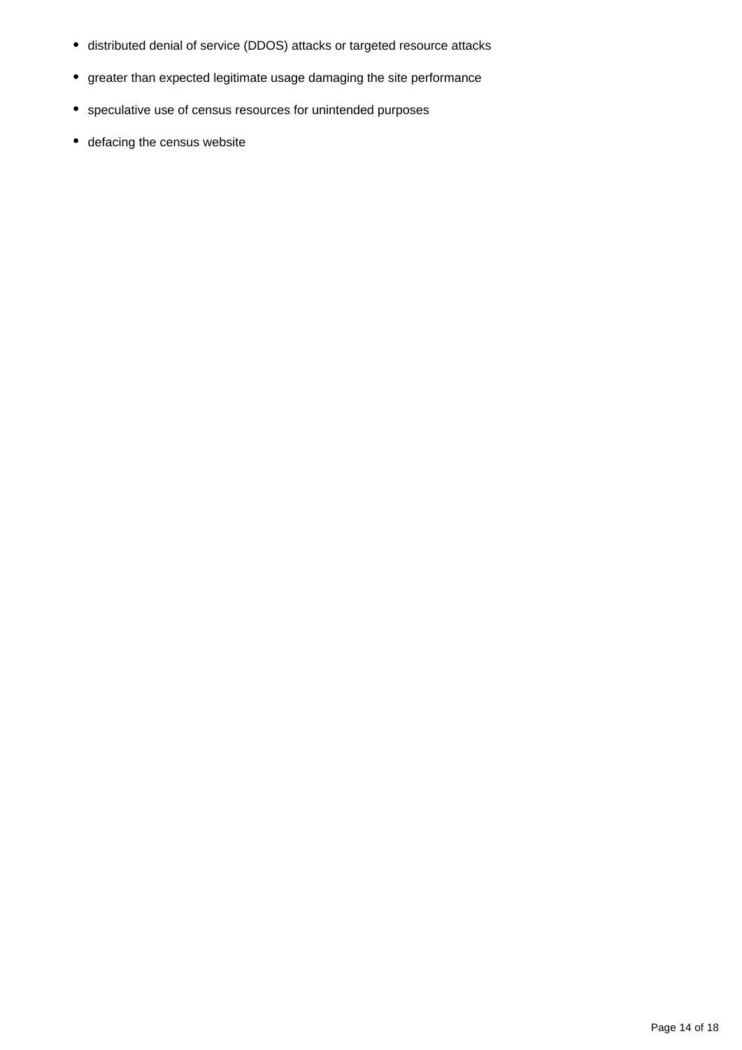- distributed denial of service (DDOS) attacks or targeted resource attacks
- greater than expected legitimate usage damaging the site performance
- speculative use of census resources for unintended purposes
- defacing the census website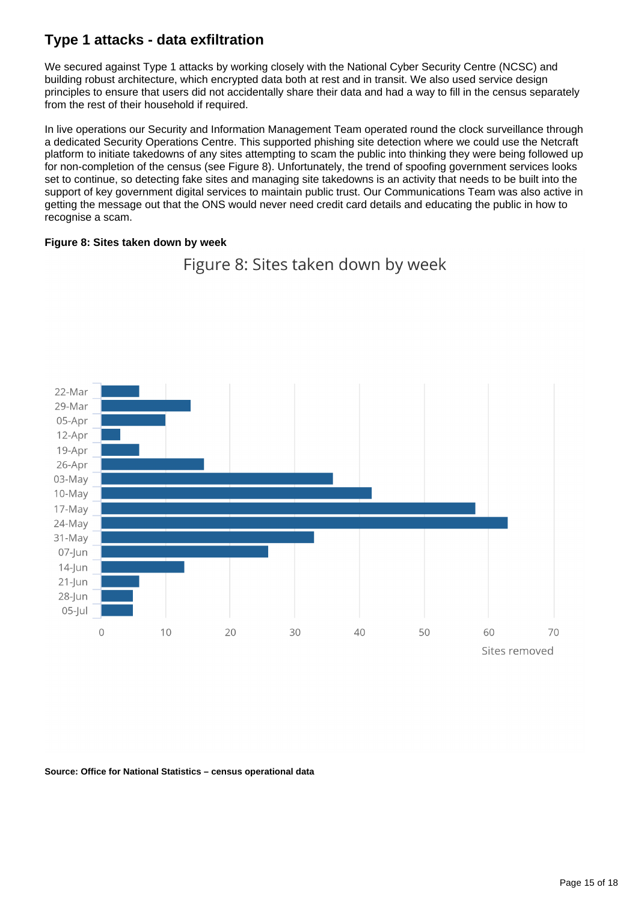## Type 1 attacks - data exfiltration

We secured against Type 1 attacks by working closely with the National Cyber Security Centre (NCSC) and building robust architecture, which encrypted data both at rest and in transit. We also used service design principles to ensure that users did not accidentally share their data and had a way to fill in the census separately from the rest of their household if required.

In live operations our Security and Information Management Team operated round the clock surveillance through a dedicated Security Operations Centre. This supported phishing site detection where we could use the Netcraft platform to initiate takedowns of any sites attempting to scam the public into thinking they were being followed up for non-completion of the census (see Figure 8). Unfortunately, the trend of spoofing government services looks set to continue, so detecting fake sites and managing site takedowns is an activity that needs to be built into the support of key government digital services to maintain public trust. Our Communications Team was also active in getting the message out that the ONS would never need credit card details and educating the public in how to recognise a scam.

**Figure 8: Sites taken down by week**

Figure 8: Sites taken down by week

| Week | Sites removed |
| --- | --- |
| 22-Mar | 6 |
| 29-Mar | 14 |
| 05-Apr | 10 |
| 12-Apr | 3 |
| 19-Apr | 6 |
| 26-Apr | 16 |
| 03-May | 36 |
| 10-May | 42 |
| 17-May | 58 |
| 24-May | 63 |
| 31-May | 33 |
| 07-Jun | 26 |
| 14-Jun | 13 |
| 21-Jun | 6 |
| 28-Jun | 5 |
| 05-Jul | 5 |

**Source: Office for National Statistics – census operational data**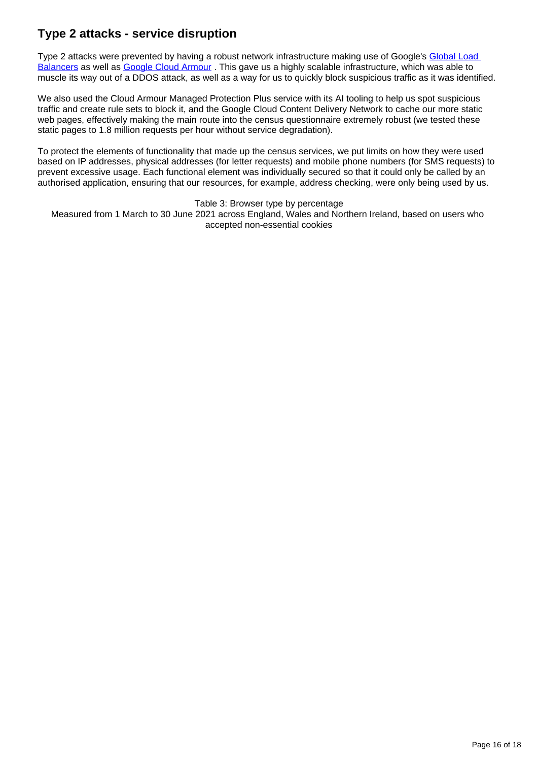## Type 2 attacks - service disruption

Type 2 attacks were prevented by having a robust network infrastructure making use of Google's [Global Load Balancers]() as well as [Google Cloud Armour]() . This gave us a highly scalable infrastructure, which was able to muscle its way out of a DDOS attack, as well as a way for us to quickly block suspicious traffic as it was identified.

We also used the Cloud Armour Managed Protection Plus service with its AI tooling to help us spot suspicious traffic and create rule sets to block it, and the Google Cloud Content Delivery Network to cache our more static web pages, effectively making the main route into the census questionnaire extremely robust (we tested these static pages to 1.8 million requests per hour without service degradation).

To protect the elements of functionality that made up the census services, we put limits on how they were used based on IP addresses, physical addresses (for letter requests) and mobile phone numbers (for SMS requests) to prevent excessive usage. Each functional element was individually secured so that it could only be called by an authorised application, ensuring that our resources, for example, address checking, were only being used by us.

Table 3: Browser type by percentage
Measured from 1 March to 30 June 2021 across England, Wales and Northern Ireland, based on users who accepted non-essential cookies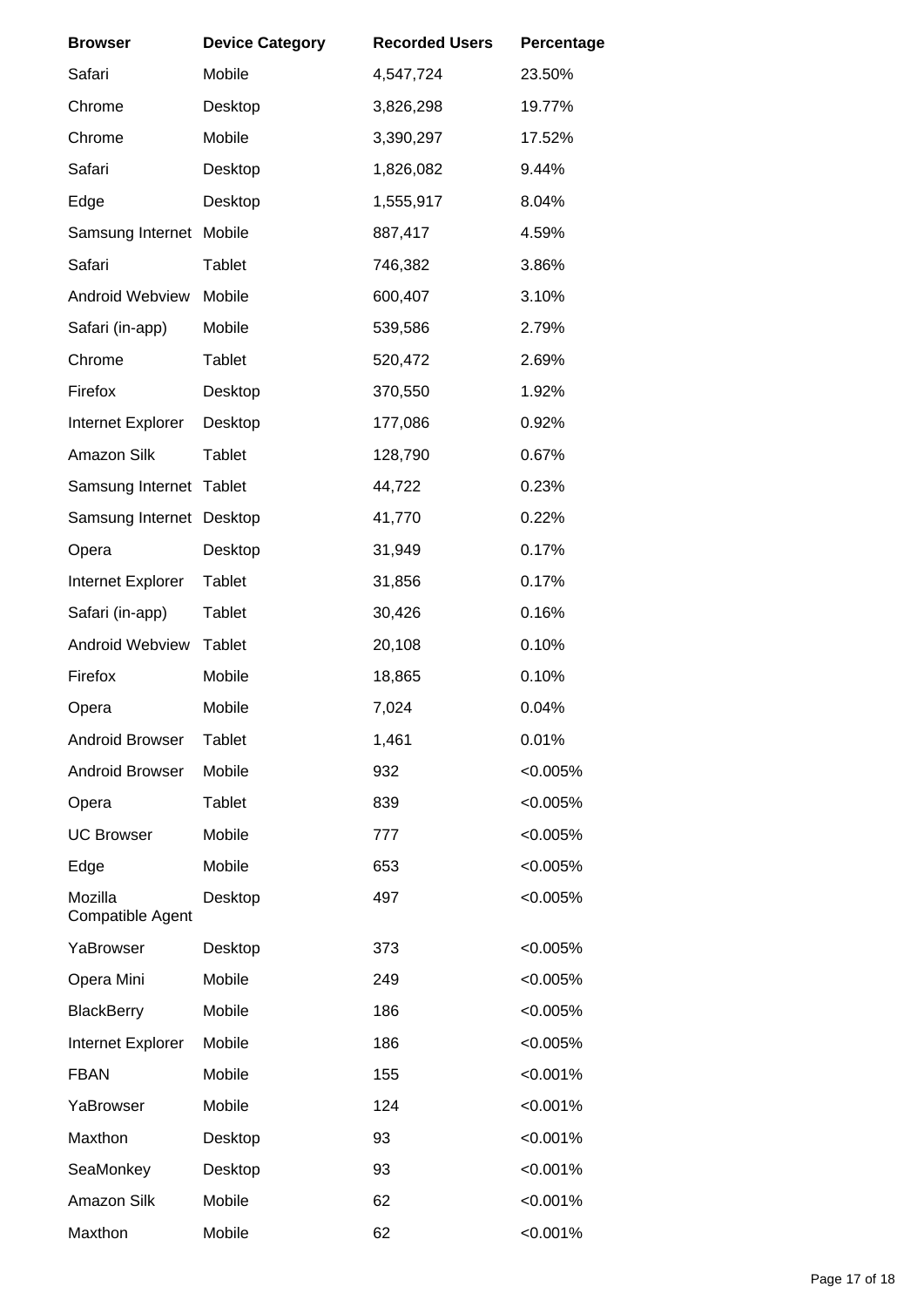| Browser | Device Category | Recorded Users | Percentage |
| --- | --- | --- | --- |
| Safari | Mobile | 4,547,724 | 23.50% |
| Chrome | Desktop | 3,826,298 | 19.77% |
| Chrome | Mobile | 3,390,297 | 17.52% |
| Safari | Desktop | 1,826,082 | 9.44% |
| Edge | Desktop | 1,555,917 | 8.04% |
| Samsung Internet | Mobile | 887,417 | 4.59% |
| Safari | Tablet | 746,382 | 3.86% |
| Android Webview | Mobile | 600,407 | 3.10% |
| Safari (in-app) | Mobile | 539,586 | 2.79% |
| Chrome | Tablet | 520,472 | 2.69% |
| Firefox | Desktop | 370,550 | 1.92% |
| Internet Explorer | Desktop | 177,086 | 0.92% |
| Amazon Silk | Tablet | 128,790 | 0.67% |
| Samsung Internet | Tablet | 44,722 | 0.23% |
| Samsung Internet | Desktop | 41,770 | 0.22% |
| Opera | Desktop | 31,949 | 0.17% |
| Internet Explorer | Tablet | 31,856 | 0.17% |
| Safari (in-app) | Tablet | 30,426 | 0.16% |
| Android Webview | Tablet | 20,108 | 0.10% |
| Firefox | Mobile | 18,865 | 0.10% |
| Opera | Mobile | 7,024 | 0.04% |
| Android Browser | Tablet | 1,461 | 0.01% |
| Android Browser | Mobile | 932 | <0.005% |
| Opera | Tablet | 839 | <0.005% |
| UC Browser | Mobile | 777 | <0.005% |
| Edge | Mobile | 653 | <0.005% |
| Mozilla Compatible Agent | Desktop | 497 | <0.005% |
| YaBrowser | Desktop | 373 | <0.005% |
| Opera Mini | Mobile | 249 | <0.005% |
| BlackBerry | Mobile | 186 | <0.005% |
| Internet Explorer | Mobile | 186 | <0.005% |
| FBAN | Mobile | 155 | <0.001% |
| YaBrowser | Mobile | 124 | <0.001% |
| Maxthon | Desktop | 93 | <0.001% |
| SeaMonkey | Desktop | 93 | <0.001% |
| Amazon Silk | Mobile | 62 | <0.001% |
| Maxthon | Mobile | 62 | <0.001% |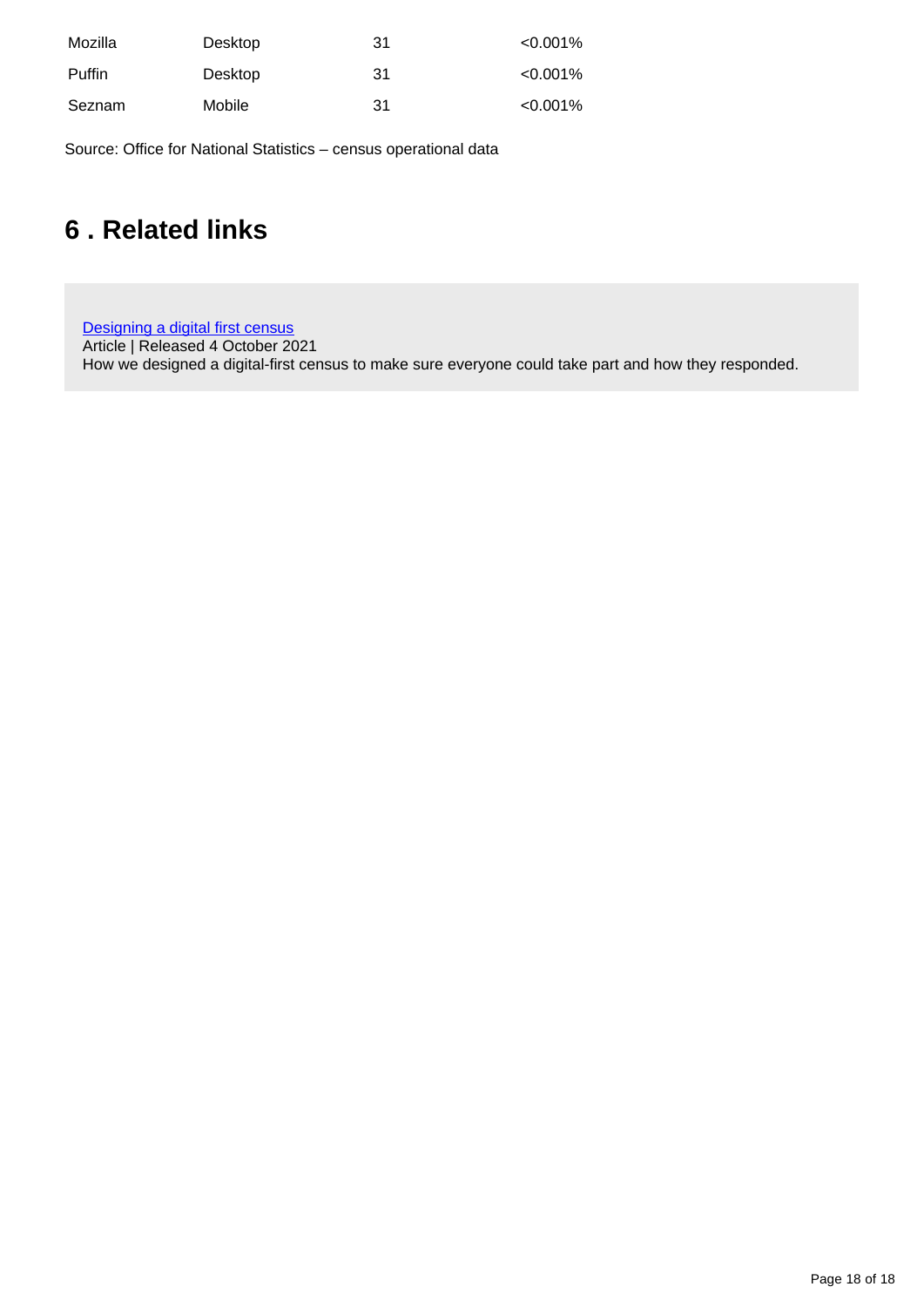| | | | |
|---|---|---|---|
| Mozilla | Desktop | 31 | <0.001% |
| Puffin | Desktop | 31 | <0.001% |
| Seznam | Mobile | 31 | <0.001% |

Source: Office for National Statistics – census operational data

## 6 . Related links

[Designing a digital first census]
Article | Released 4 October 2021
How we designed a digital-first census to make sure everyone could take part and how they responded.